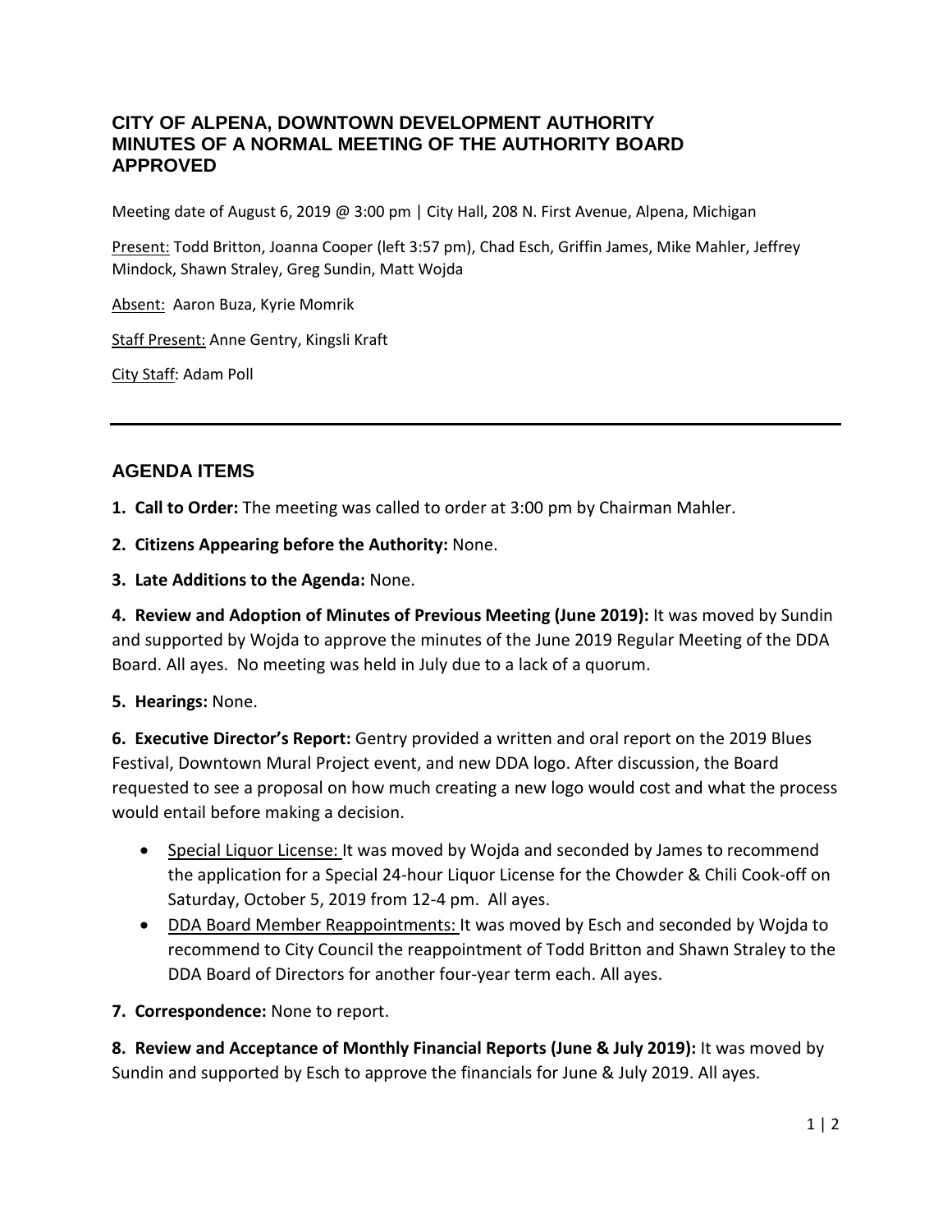# CITY OF ALPENA, DOWNTOWN DEVELOPMENT AUTHORITY
# MINUTES OF A NORMAL MEETING OF THE AUTHORITY BOARD
# APPROVED

Meeting date of August 6, 2019 @ 3:00 pm | City Hall, 208 N. First Avenue, Alpena, Michigan

Present: Todd Britton, Joanna Cooper (left 3:57 pm), Chad Esch, Griffin James, Mike Mahler, Jeffrey Mindock, Shawn Straley, Greg Sundin, Matt Wojda

Absent: Aaron Buza, Kyrie Momrik

Staff Present: Anne Gentry, Kingsli Kraft

City Staff: Adam Poll

---

## AGENDA ITEMS

**1. Call to Order:** The meeting was called to order at 3:00 pm by Chairman Mahler.

**2. Citizens Appearing before the Authority:** None.

**3. Late Additions to the Agenda:** None.

**4. Review and Adoption of Minutes of Previous Meeting (June 2019):** It was moved by Sundin and supported by Wojda to approve the minutes of the June 2019 Regular Meeting of the DDA Board. All ayes. No meeting was held in July due to a lack of a quorum.

**5. Hearings:** None.

**6. Executive Director's Report:** Gentry provided a written and oral report on the 2019 Blues Festival, Downtown Mural Project event, and new DDA logo. After discussion, the Board requested to see a proposal on how much creating a new logo would cost and what the process would entail before making a decision.

- Special Liquor License: It was moved by Wojda and seconded by James to recommend the application for a Special 24-hour Liquor License for the Chowder & Chili Cook-off on Saturday, October 5, 2019 from 12-4 pm. All ayes.
- DDA Board Member Reappointments: It was moved by Esch and seconded by Wojda to recommend to City Council the reappointment of Todd Britton and Shawn Straley to the DDA Board of Directors for another four-year term each. All ayes.

**7. Correspondence:** None to report.

**8. Review and Acceptance of Monthly Financial Reports (June & July 2019):** It was moved by Sundin and supported by Esch to approve the financials for June & July 2019. All ayes.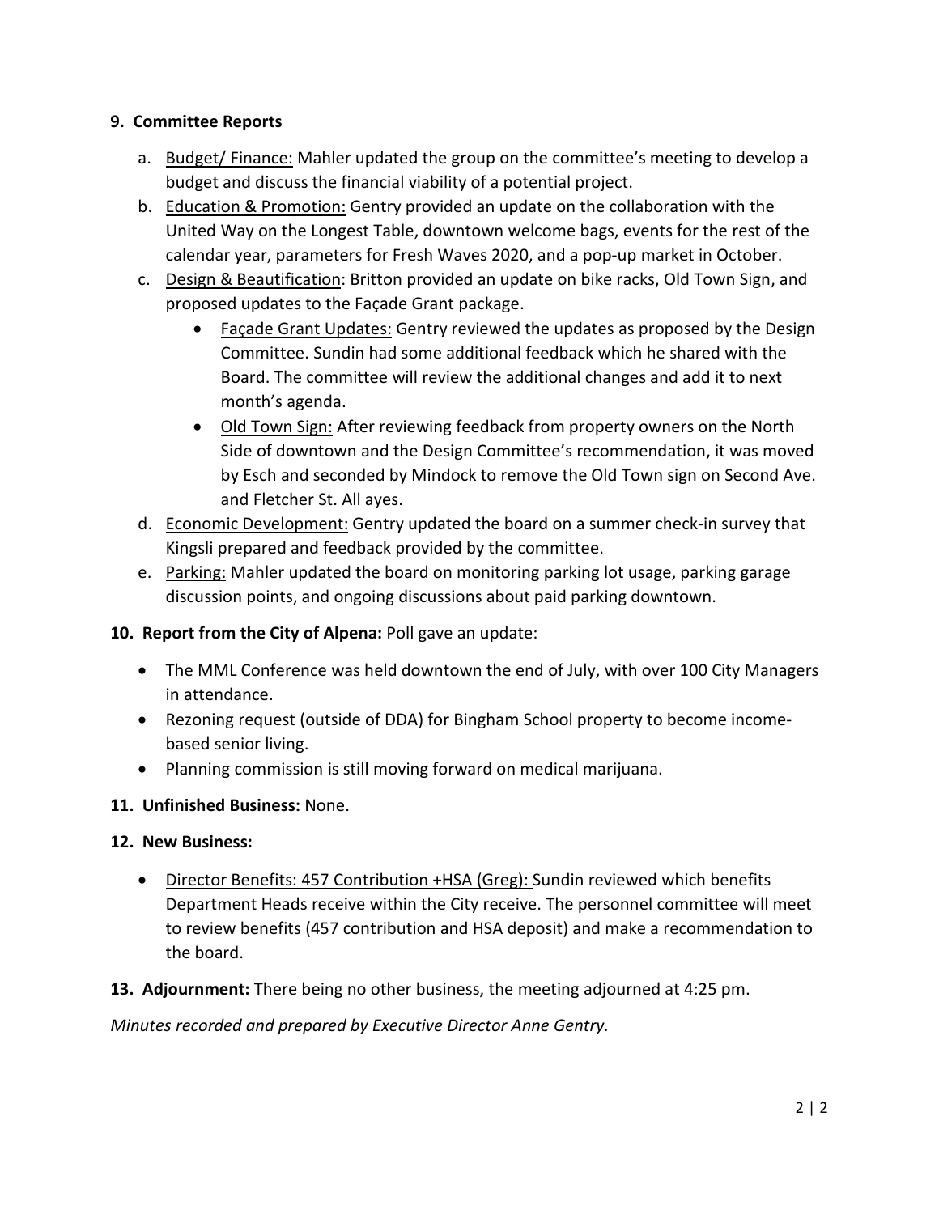**9. Committee Reports**

a. Budget/ Finance: Mahler updated the group on the committee's meeting to develop a budget and discuss the financial viability of a potential project.

b. Education & Promotion: Gentry provided an update on the collaboration with the United Way on the Longest Table, downtown welcome bags, events for the rest of the calendar year, parameters for Fresh Waves 2020, and a pop-up market in October.

c. Design & Beautification: Britton provided an update on bike racks, Old Town Sign, and proposed updates to the Façade Grant package.

- Façade Grant Updates: Gentry reviewed the updates as proposed by the Design Committee. Sundin had some additional feedback which he shared with the Board. The committee will review the additional changes and add it to next month's agenda.
- Old Town Sign: After reviewing feedback from property owners on the North Side of downtown and the Design Committee's recommendation, it was moved by Esch and seconded by Mindock to remove the Old Town sign on Second Ave. and Fletcher St. All ayes.

d. Economic Development: Gentry updated the board on a summer check-in survey that Kingsli prepared and feedback provided by the committee.

e. Parking: Mahler updated the board on monitoring parking lot usage, parking garage discussion points, and ongoing discussions about paid parking downtown.

**10. Report from the City of Alpena:** Poll gave an update:

- The MML Conference was held downtown the end of July, with over 100 City Managers in attendance.
- Rezoning request (outside of DDA) for Bingham School property to become income-based senior living.
- Planning commission is still moving forward on medical marijuana.

**11. Unfinished Business:** None.

**12. New Business:**

- Director Benefits: 457 Contribution +HSA (Greg): Sundin reviewed which benefits Department Heads receive within the City receive. The personnel committee will meet to review benefits (457 contribution and HSA deposit) and make a recommendation to the board.

**13. Adjournment:** There being no other business, the meeting adjourned at 4:25 pm.

*Minutes recorded and prepared by Executive Director Anne Gentry.*